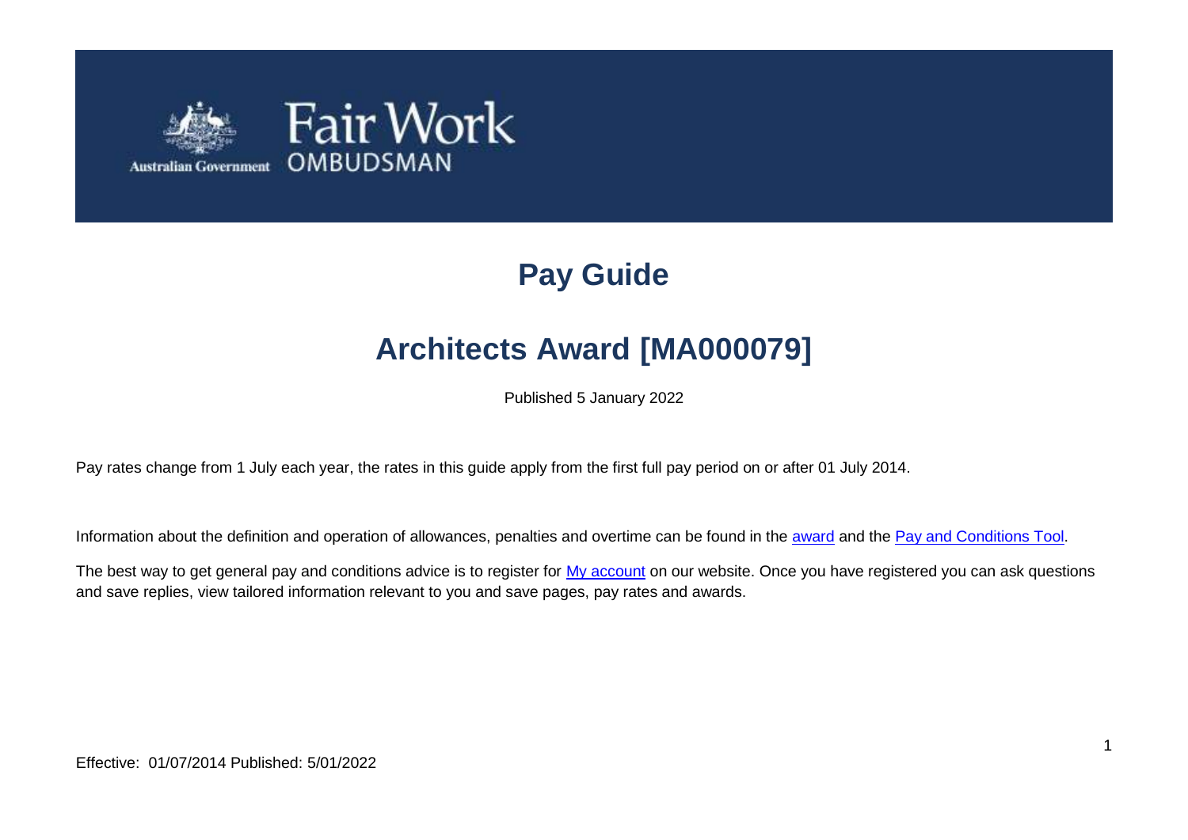Fair Work OMBUDSMAN

Australian Government

# Pay Guide

## Architects Award [MA000079]

Published 5 January 2022

Pay rates change from 1 July each year, the rates in this guide apply from the first full pay period on or after 01 July 2014.

Information about the definition and operation of allowances, penalties and overtime can be found in the award and the Pay and Conditions Tool.

The best way to get general pay and conditions advice is to register for My account on our website. Once you have registered you can ask questions and save replies, view tailored information relevant to you and save pages, pay rates and awards.

Effective: 01/07/2014 Published: 5/01/2022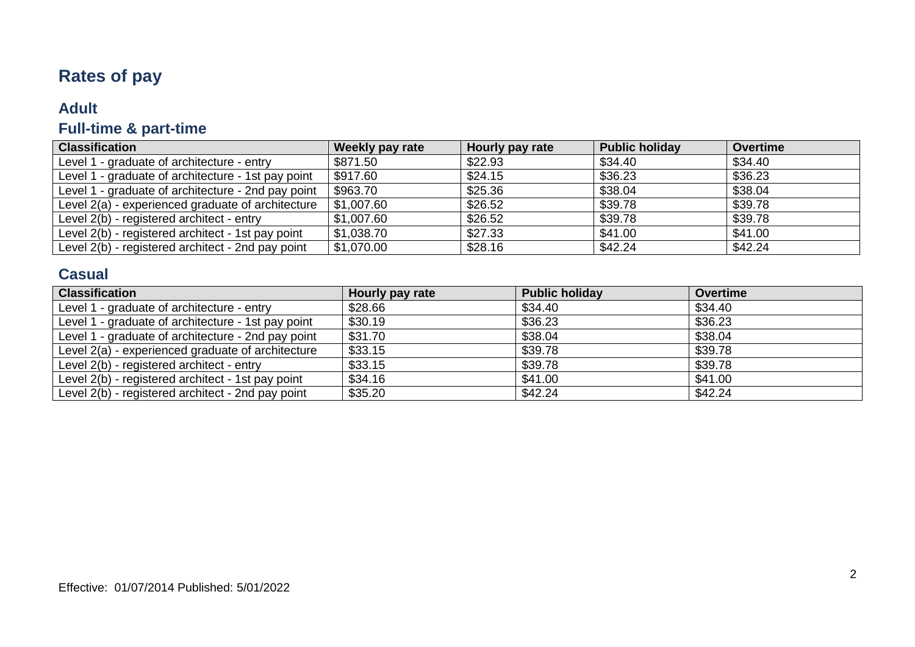# Rates of pay

## Adult

### Full-time & part-time

| Classification | Weekly pay rate | Hourly pay rate | Public holiday | Overtime |
|---|---|---|---|---|
| Level 1 - graduate of architecture - entry | $871.50 | $22.93 | $34.40 | $34.40 |
| Level 1 - graduate of architecture - 1st pay point | $917.60 | $24.15 | $36.23 | $36.23 |
| Level 1 - graduate of architecture - 2nd pay point | $963.70 | $25.36 | $38.04 | $38.04 |
| Level 2(a) - experienced graduate of architecture | $1,007.60 | $26.52 | $39.78 | $39.78 |
| Level 2(b) - registered architect - entry | $1,007.60 | $26.52 | $39.78 | $39.78 |
| Level 2(b) - registered architect - 1st pay point | $1,038.70 | $27.33 | $41.00 | $41.00 |
| Level 2(b) - registered architect - 2nd pay point | $1,070.00 | $28.16 | $42.24 | $42.24 |

### Casual

| Classification | Hourly pay rate | Public holiday | Overtime |
|---|---|---|---|
| Level 1 - graduate of architecture - entry | $28.66 | $34.40 | $34.40 |
| Level 1 - graduate of architecture - 1st pay point | $30.19 | $36.23 | $36.23 |
| Level 1 - graduate of architecture - 2nd pay point | $31.70 | $38.04 | $38.04 |
| Level 2(a) - experienced graduate of architecture | $33.15 | $39.78 | $39.78 |
| Level 2(b) - registered architect - entry | $33.15 | $39.78 | $39.78 |
| Level 2(b) - registered architect - 1st pay point | $34.16 | $41.00 | $41.00 |
| Level 2(b) - registered architect - 2nd pay point | $35.20 | $42.24 | $42.24 |

Effective: 01/07/2014 Published: 5/01/2022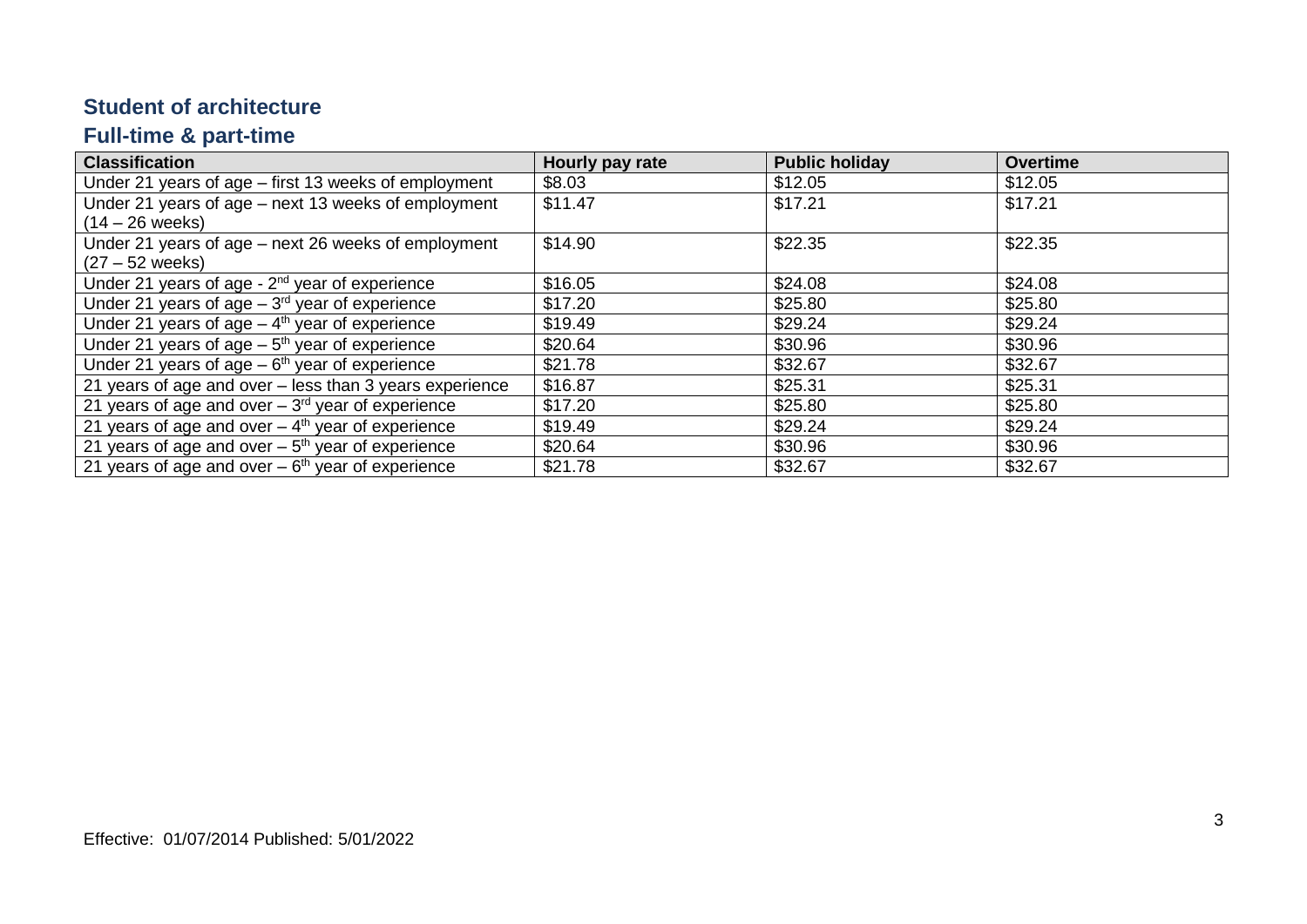## Student of architecture

### Full-time & part-time

| Classification | Hourly pay rate | Public holiday | Overtime |
|---|---|---|---|
| Under 21 years of age – first 13 weeks of employment | $8.03 | $12.05 | $12.05 |
| Under 21 years of age – next 13 weeks of employment (14 – 26 weeks) | $11.47 | $17.21 | $17.21 |
| Under 21 years of age – next 26 weeks of employment (27 – 52 weeks) | $14.90 | $22.35 | $22.35 |
| Under 21 years of age - 2nd year of experience | $16.05 | $24.08 | $24.08 |
| Under 21 years of age – 3rd year of experience | $17.20 | $25.80 | $25.80 |
| Under 21 years of age – 4th year of experience | $19.49 | $29.24 | $29.24 |
| Under 21 years of age – 5th year of experience | $20.64 | $30.96 | $30.96 |
| Under 21 years of age – 6th year of experience | $21.78 | $32.67 | $32.67 |
| 21 years of age and over – less than 3 years experience | $16.87 | $25.31 | $25.31 |
| 21 years of age and over – 3rd year of experience | $17.20 | $25.80 | $25.80 |
| 21 years of age and over – 4th year of experience | $19.49 | $29.24 | $29.24 |
| 21 years of age and over – 5th year of experience | $20.64 | $30.96 | $30.96 |
| 21 years of age and over – 6th year of experience | $21.78 | $32.67 | $32.67 |

Effective: 01/07/2014 Published: 5/01/2022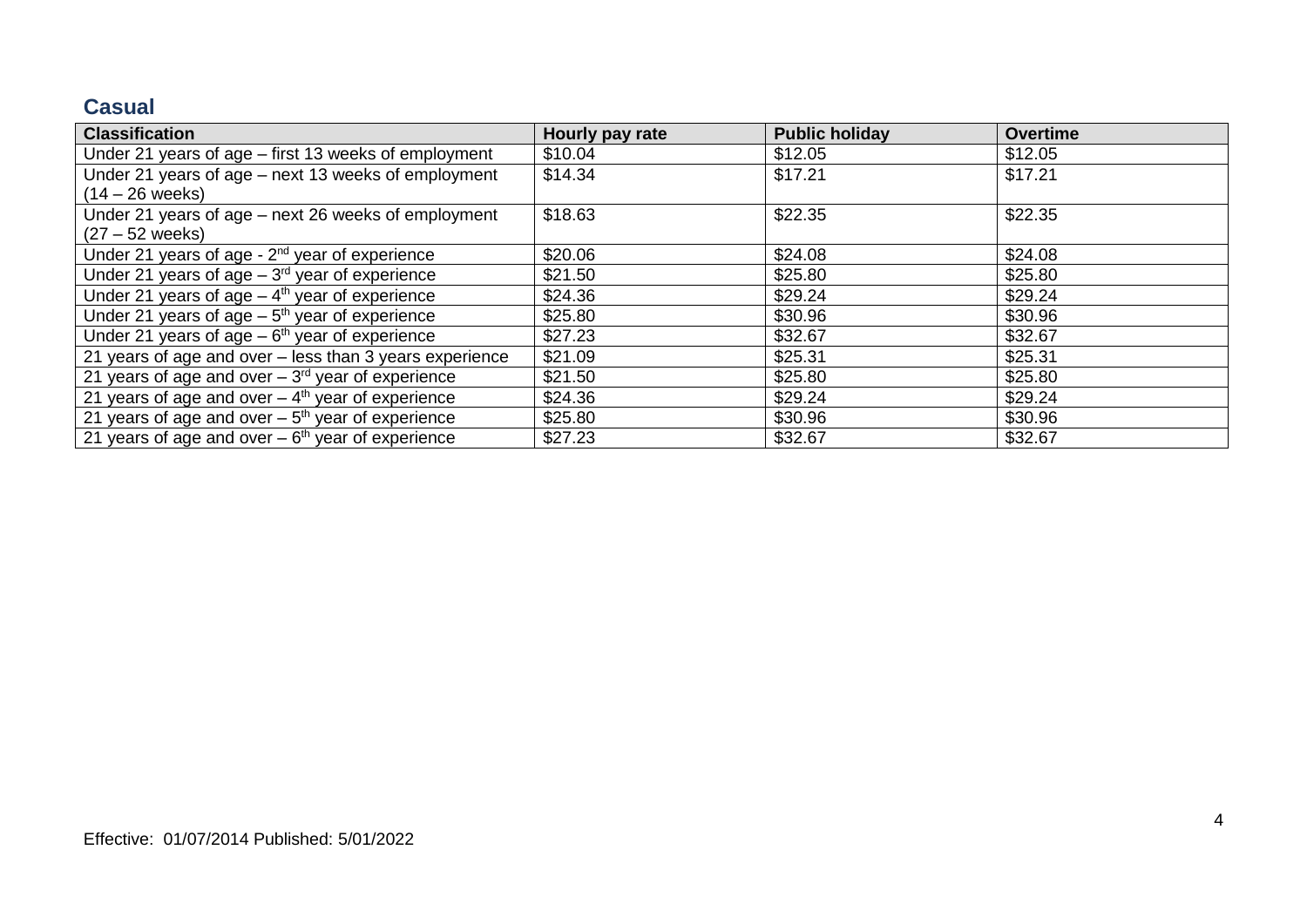## Casual

| Classification | Hourly pay rate | Public holiday | Overtime |
|---|---|---|---|
| Under 21 years of age – first 13 weeks of employment | $10.04 | $12.05 | $12.05 |
| Under 21 years of age – next 13 weeks of employment (14 – 26 weeks) | $14.34 | $17.21 | $17.21 |
| Under 21 years of age – next 26 weeks of employment (27 – 52 weeks) | $18.63 | $22.35 | $22.35 |
| Under 21 years of age - 2nd year of experience | $20.06 | $24.08 | $24.08 |
| Under 21 years of age – 3rd year of experience | $21.50 | $25.80 | $25.80 |
| Under 21 years of age – 4th year of experience | $24.36 | $29.24 | $29.24 |
| Under 21 years of age – 5th year of experience | $25.80 | $30.96 | $30.96 |
| Under 21 years of age – 6th year of experience | $27.23 | $32.67 | $32.67 |
| 21 years of age and over – less than 3 years experience | $21.09 | $25.31 | $25.31 |
| 21 years of age and over – 3rd year of experience | $21.50 | $25.80 | $25.80 |
| 21 years of age and over – 4th year of experience | $24.36 | $29.24 | $29.24 |
| 21 years of age and over – 5th year of experience | $25.80 | $30.96 | $30.96 |
| 21 years of age and over – 6th year of experience | $27.23 | $32.67 | $32.67 |

Effective: 01/07/2014 Published: 5/01/2022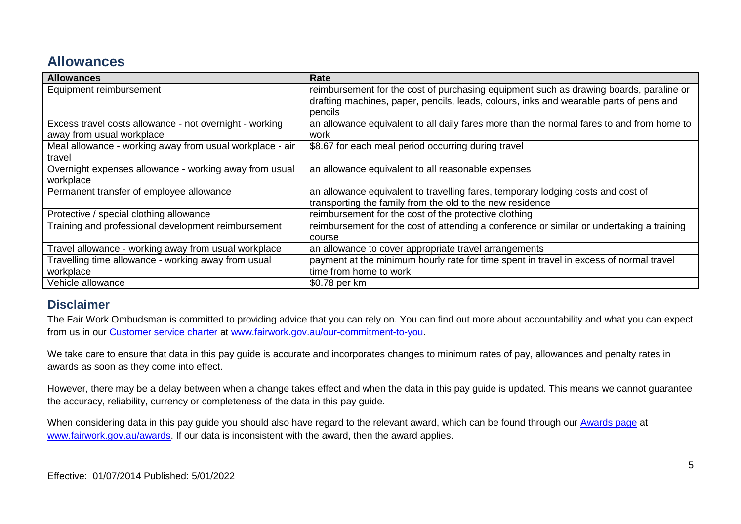## Allowances

| Allowances | Rate |
|---|---|
| Equipment reimbursement | reimbursement for the cost of purchasing equipment such as drawing boards, paraline or drafting machines, paper, pencils, leads, colours, inks and wearable parts of pens and pencils |
| Excess travel costs allowance - not overnight - working away from usual workplace | an allowance equivalent to all daily fares more than the normal fares to and from home to work |
| Meal allowance - working away from usual workplace - air travel | $8.67 for each meal period occurring during travel |
| Overnight expenses allowance - working away from usual workplace | an allowance equivalent to all reasonable expenses |
| Permanent transfer of employee allowance | an allowance equivalent to travelling fares, temporary lodging costs and cost of transporting the family from the old to the new residence |
| Protective / special clothing allowance | reimbursement for the cost of the protective clothing |
| Training and professional development reimbursement | reimbursement for the cost of attending a conference or similar or undertaking a training course |
| Travel allowance - working away from usual workplace | an allowance to cover appropriate travel arrangements |
| Travelling time allowance - working away from usual workplace | payment at the minimum hourly rate for time spent in travel in excess of normal travel time from home to work |
| Vehicle allowance | $0.78 per km |

## Disclaimer

The Fair Work Ombudsman is committed to providing advice that you can rely on. You can find out more about accountability and what you can expect from us in our [Customer service charter](www.fairwork.gov.au/our-commitment-to-you) at [www.fairwork.gov.au/our-commitment-to-you](www.fairwork.gov.au/our-commitment-to-you).

We take care to ensure that data in this pay guide is accurate and incorporates changes to minimum rates of pay, allowances and penalty rates in awards as soon as they come into effect.

However, there may be a delay between when a change takes effect and when the data in this pay guide is updated. This means we cannot guarantee the accuracy, reliability, currency or completeness of the data in this pay guide.

When considering data in this pay guide you should also have regard to the relevant award, which can be found through our [Awards page](www.fairwork.gov.au/awards) at [www.fairwork.gov.au/awards](www.fairwork.gov.au/awards). If our data is inconsistent with the award, then the award applies.

Effective: 01/07/2014 Published: 5/01/2022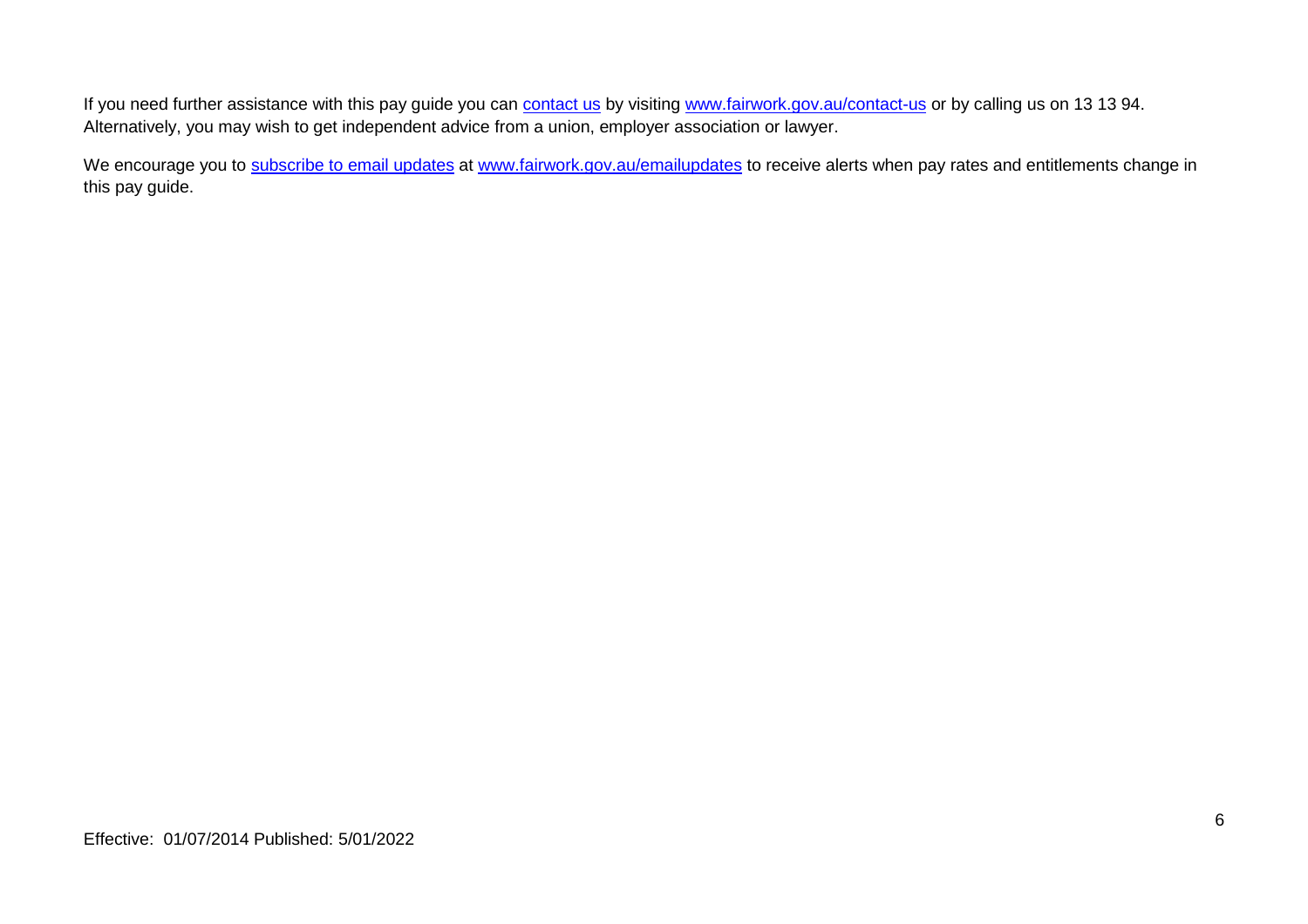If you need further assistance with this pay guide you can [contact us](www.fairwork.gov.au/contact-us) by visiting [www.fairwork.gov.au/contact-us](www.fairwork.gov.au/contact-us) or by calling us on 13 13 94. Alternatively, you may wish to get independent advice from a union, employer association or lawyer.

We encourage you to [subscribe to email updates](www.fairwork.gov.au/emailupdates) at [www.fairwork.gov.au/emailupdates](www.fairwork.gov.au/emailupdates) to receive alerts when pay rates and entitlements change in this pay guide.

Effective: 01/07/2014 Published: 5/01/2022